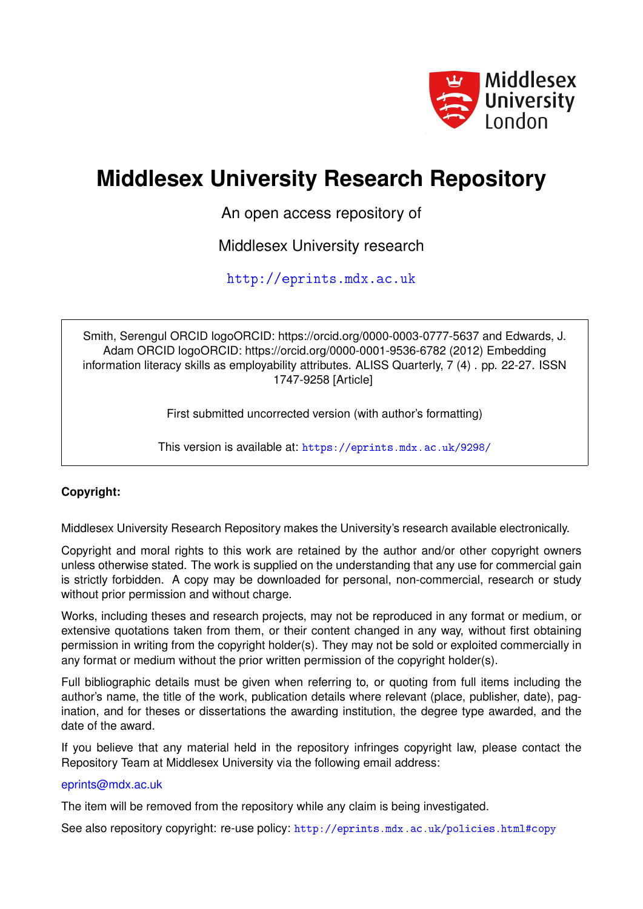# Middlesex University Research Repository

An open access repository of

Middlesex University research

http://eprints.mdx.ac.uk

Smith, Serengul ORCID logoORCID: https://orcid.org/0000-0003-0777-5637 and Edwards, J. Adam ORCID logoORCID: https://orcid.org/0000-0001-9536-6782 (2012) Embedding information literacy skills as employability attributes. ALISS Quarterly, 7 (4) . pp. 22-27. ISSN 1747-9258 [Article]

First submitted uncorrected version (with author's formatting)

This version is available at: https://eprints.mdx.ac.uk/9298/

**Copyright:**

Middlesex University Research Repository makes the University's research available electronically.

Copyright and moral rights to this work are retained by the author and/or other copyright owners unless otherwise stated. The work is supplied on the understanding that any use for commercial gain is strictly forbidden. A copy may be downloaded for personal, non-commercial, research or study without prior permission and without charge.

Works, including theses and research projects, may not be reproduced in any format or medium, or extensive quotations taken from them, or their content changed in any way, without first obtaining permission in writing from the copyright holder(s). They may not be sold or exploited commercially in any format or medium without the prior written permission of the copyright holder(s).

Full bibliographic details must be given when referring to, or quoting from full items including the author's name, the title of the work, publication details where relevant (place, publisher, date), pagination, and for theses or dissertations the awarding institution, the degree type awarded, and the date of the award.

If you believe that any material held in the repository infringes copyright law, please contact the Repository Team at Middlesex University via the following email address:

eprints@mdx.ac.uk

The item will be removed from the repository while any claim is being investigated.

See also repository copyright: re-use policy: http://eprints.mdx.ac.uk/policies.html#copy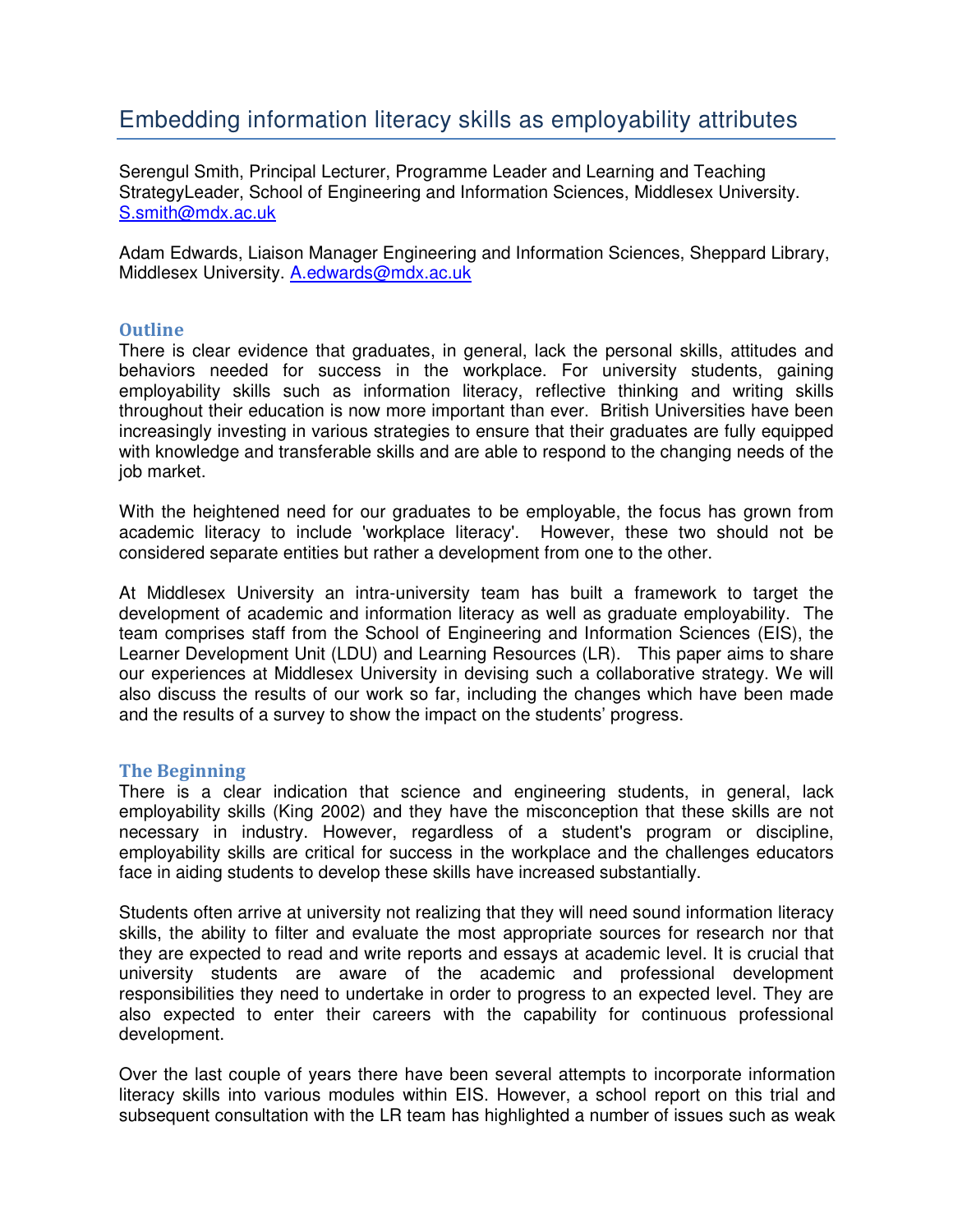# Embedding information literacy skills as employability attributes

Serengul Smith, Principal Lecturer, Programme Leader and Learning and Teaching StrategyLeader, School of Engineering and Information Sciences, Middlesex University. S.smith@mdx.ac.uk

Adam Edwards, Liaison Manager Engineering and Information Sciences, Sheppard Library, Middlesex University. A.edwards@mdx.ac.uk

## Outline

There is clear evidence that graduates, in general, lack the personal skills, attitudes and behaviors needed for success in the workplace. For university students, gaining employability skills such as information literacy, reflective thinking and writing skills throughout their education is now more important than ever. British Universities have been increasingly investing in various strategies to ensure that their graduates are fully equipped with knowledge and transferable skills and are able to respond to the changing needs of the job market.

With the heightened need for our graduates to be employable, the focus has grown from academic literacy to include 'workplace literacy'. However, these two should not be considered separate entities but rather a development from one to the other.

At Middlesex University an intra-university team has built a framework to target the development of academic and information literacy as well as graduate employability. The team comprises staff from the School of Engineering and Information Sciences (EIS), the Learner Development Unit (LDU) and Learning Resources (LR). This paper aims to share our experiences at Middlesex University in devising such a collaborative strategy. We will also discuss the results of our work so far, including the changes which have been made and the results of a survey to show the impact on the students' progress.

## The Beginning

There is a clear indication that science and engineering students, in general, lack employability skills (King 2002) and they have the misconception that these skills are not necessary in industry. However, regardless of a student's program or discipline, employability skills are critical for success in the workplace and the challenges educators face in aiding students to develop these skills have increased substantially.

Students often arrive at university not realizing that they will need sound information literacy skills, the ability to filter and evaluate the most appropriate sources for research nor that they are expected to read and write reports and essays at academic level. It is crucial that university students are aware of the academic and professional development responsibilities they need to undertake in order to progress to an expected level. They are also expected to enter their careers with the capability for continuous professional development.

Over the last couple of years there have been several attempts to incorporate information literacy skills into various modules within EIS. However, a school report on this trial and subsequent consultation with the LR team has highlighted a number of issues such as weak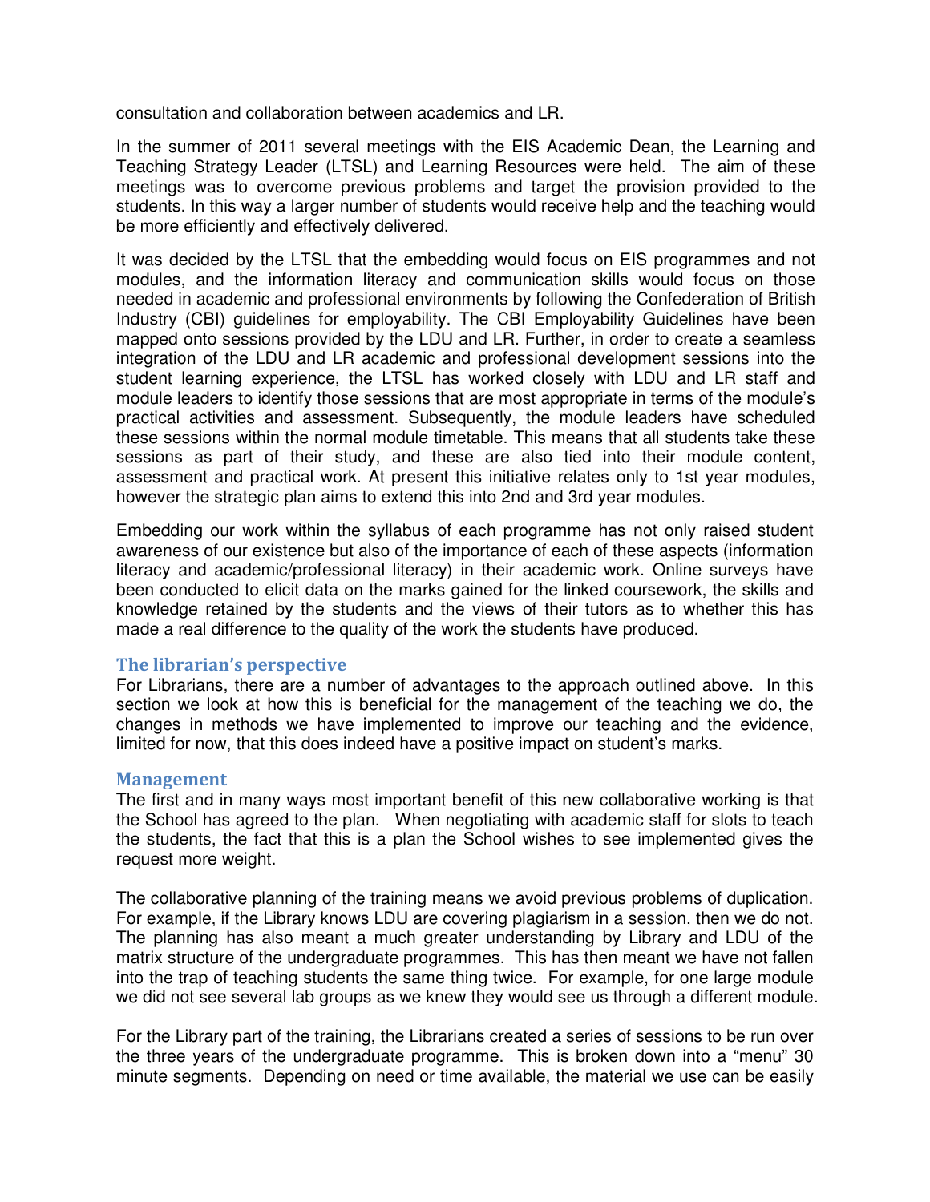consultation and collaboration between academics and LR.

In the summer of 2011 several meetings with the EIS Academic Dean, the Learning and Teaching Strategy Leader (LTSL) and Learning Resources were held. The aim of these meetings was to overcome previous problems and target the provision provided to the students. In this way a larger number of students would receive help and the teaching would be more efficiently and effectively delivered.

It was decided by the LTSL that the embedding would focus on EIS programmes and not modules, and the information literacy and communication skills would focus on those needed in academic and professional environments by following the Confederation of British Industry (CBI) guidelines for employability. The CBI Employability Guidelines have been mapped onto sessions provided by the LDU and LR. Further, in order to create a seamless integration of the LDU and LR academic and professional development sessions into the student learning experience, the LTSL has worked closely with LDU and LR staff and module leaders to identify those sessions that are most appropriate in terms of the module's practical activities and assessment. Subsequently, the module leaders have scheduled these sessions within the normal module timetable. This means that all students take these sessions as part of their study, and these are also tied into their module content, assessment and practical work. At present this initiative relates only to 1st year modules, however the strategic plan aims to extend this into 2nd and 3rd year modules.

Embedding our work within the syllabus of each programme has not only raised student awareness of our existence but also of the importance of each of these aspects (information literacy and academic/professional literacy) in their academic work. Online surveys have been conducted to elicit data on the marks gained for the linked coursework, the skills and knowledge retained by the students and the views of their tutors as to whether this has made a real difference to the quality of the work the students have produced.

### The librarian's perspective

For Librarians, there are a number of advantages to the approach outlined above. In this section we look at how this is beneficial for the management of the teaching we do, the changes in methods we have implemented to improve our teaching and the evidence, limited for now, that this does indeed have a positive impact on student's marks.

### Management

The first and in many ways most important benefit of this new collaborative working is that the School has agreed to the plan. When negotiating with academic staff for slots to teach the students, the fact that this is a plan the School wishes to see implemented gives the request more weight.

The collaborative planning of the training means we avoid previous problems of duplication. For example, if the Library knows LDU are covering plagiarism in a session, then we do not. The planning has also meant a much greater understanding by Library and LDU of the matrix structure of the undergraduate programmes. This has then meant we have not fallen into the trap of teaching students the same thing twice. For example, for one large module we did not see several lab groups as we knew they would see us through a different module.

For the Library part of the training, the Librarians created a series of sessions to be run over the three years of the undergraduate programme. This is broken down into a "menu" 30 minute segments. Depending on need or time available, the material we use can be easily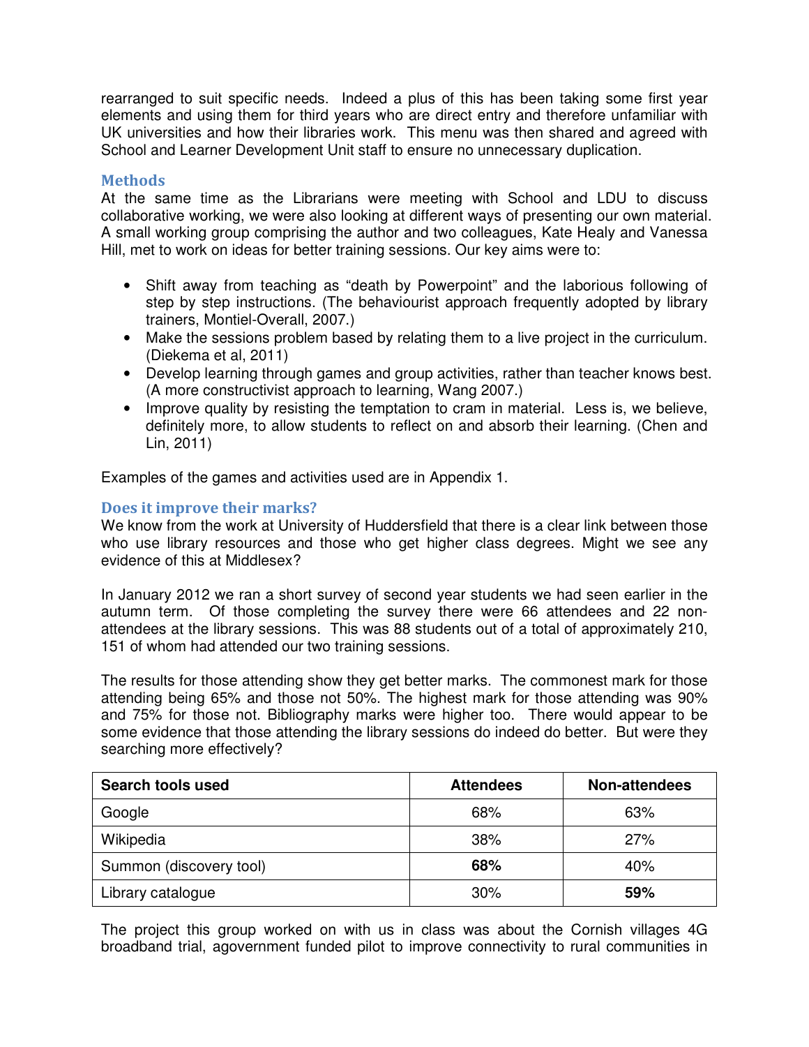rearranged to suit specific needs. Indeed a plus of this has been taking some first year elements and using them for third years who are direct entry and therefore unfamiliar with UK universities and how their libraries work. This menu was then shared and agreed with School and Learner Development Unit staff to ensure no unnecessary duplication.

### Methods

At the same time as the Librarians were meeting with School and LDU to discuss collaborative working, we were also looking at different ways of presenting our own material. A small working group comprising the author and two colleagues, Kate Healy and Vanessa Hill, met to work on ideas for better training sessions. Our key aims were to:

- Shift away from teaching as "death by Powerpoint" and the laborious following of step by step instructions. (The behaviourist approach frequently adopted by library trainers, Montiel-Overall, 2007.)
- Make the sessions problem based by relating them to a live project in the curriculum. (Diekema et al, 2011)
- Develop learning through games and group activities, rather than teacher knows best. (A more constructivist approach to learning, Wang 2007.)
- Improve quality by resisting the temptation to cram in material. Less is, we believe, definitely more, to allow students to reflect on and absorb their learning. (Chen and Lin, 2011)

Examples of the games and activities used are in Appendix 1.

### Does it improve their marks?

We know from the work at University of Huddersfield that there is a clear link between those who use library resources and those who get higher class degrees. Might we see any evidence of this at Middlesex?

In January 2012 we ran a short survey of second year students we had seen earlier in the autumn term. Of those completing the survey there were 66 attendees and 22 non-attendees at the library sessions. This was 88 students out of a total of approximately 210, 151 of whom had attended our two training sessions.

The results for those attending show they get better marks. The commonest mark for those attending being 65% and those not 50%. The highest mark for those attending was 90% and 75% for those not. Bibliography marks were higher too. There would appear to be some evidence that those attending the library sessions do indeed do better. But were they searching more effectively?

| Search tools used | Attendees | Non-attendees |
|---|---|---|
| Google | 68% | 63% |
| Wikipedia | 38% | 27% |
| Summon (discovery tool) | **68%** | 40% |
| Library catalogue | 30% | **59%** |

The project this group worked on with us in class was about the Cornish villages 4G broadband trial, agovernment funded pilot to improve connectivity to rural communities in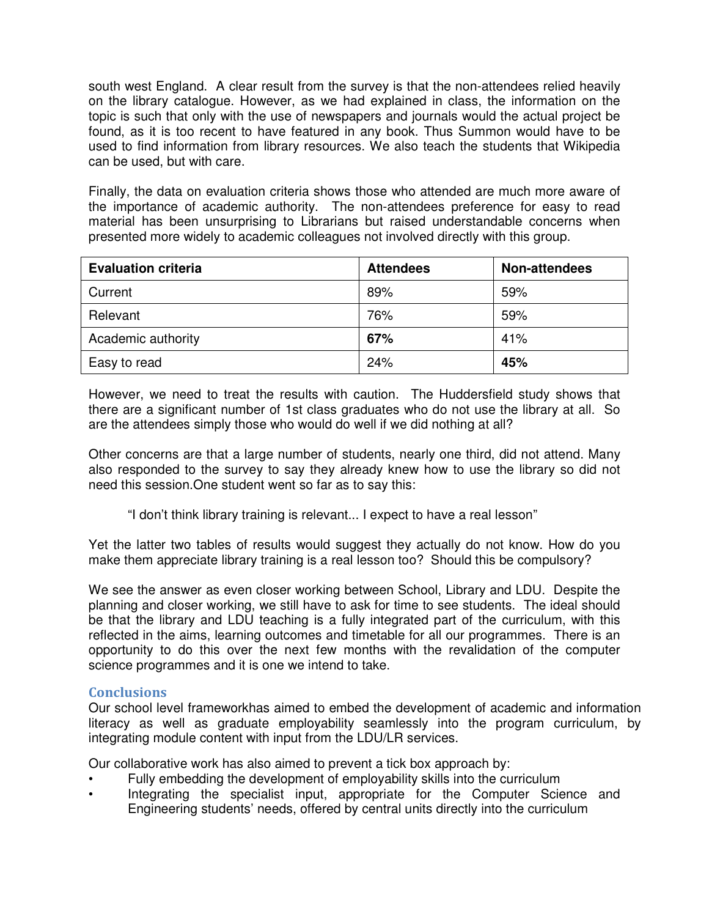south west England. A clear result from the survey is that the non-attendees relied heavily on the library catalogue. However, as we had explained in class, the information on the topic is such that only with the use of newspapers and journals would the actual project be found, as it is too recent to have featured in any book. Thus Summon would have to be used to find information from library resources. We also teach the students that Wikipedia can be used, but with care.

Finally, the data on evaluation criteria shows those who attended are much more aware of the importance of academic authority. The non-attendees preference for easy to read material has been unsurprising to Librarians but raised understandable concerns when presented more widely to academic colleagues not involved directly with this group.

| Evaluation criteria | Attendees | Non-attendees |
|---|---|---|
| Current | 89% | 59% |
| Relevant | 76% | 59% |
| Academic authority | **67%** | 41% |
| Easy to read | 24% | **45%** |

However, we need to treat the results with caution. The Huddersfield study shows that there are a significant number of 1st class graduates who do not use the library at all. So are the attendees simply those who would do well if we did nothing at all?

Other concerns are that a large number of students, nearly one third, did not attend. Many also responded to the survey to say they already knew how to use the library so did not need this session.One student went so far as to say this:

> "I don't think library training is relevant... I expect to have a real lesson"

Yet the latter two tables of results would suggest they actually do not know. How do you make them appreciate library training is a real lesson too? Should this be compulsory?

We see the answer as even closer working between School, Library and LDU. Despite the planning and closer working, we still have to ask for time to see students. The ideal should be that the library and LDU teaching is a fully integrated part of the curriculum, with this reflected in the aims, learning outcomes and timetable for all our programmes. There is an opportunity to do this over the next few months with the revalidation of the computer science programmes and it is one we intend to take.

## Conclusions

Our school level frameworkhas aimed to embed the development of academic and information literacy as well as graduate employability seamlessly into the program curriculum, by integrating module content with input from the LDU/LR services.

Our collaborative work has also aimed to prevent a tick box approach by:

- Fully embedding the development of employability skills into the curriculum
- Integrating the specialist input, appropriate for the Computer Science and Engineering students' needs, offered by central units directly into the curriculum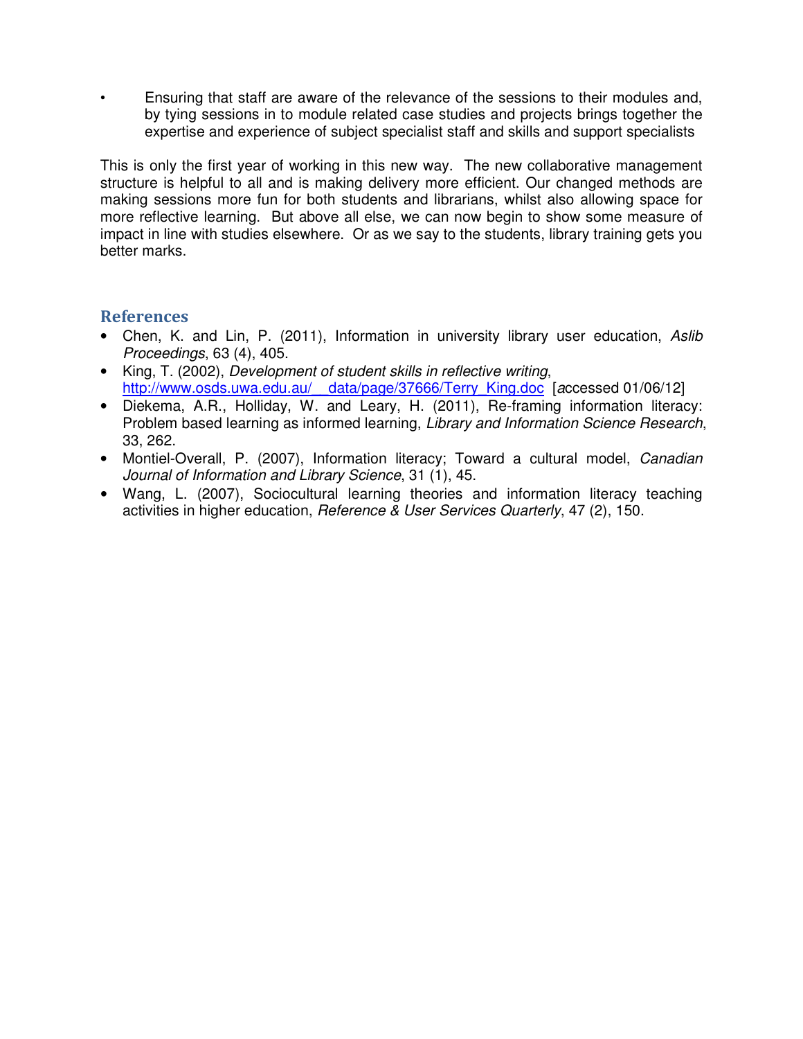- Ensuring that staff are aware of the relevance of the sessions to their modules and, by tying sessions in to module related case studies and projects brings together the expertise and experience of subject specialist staff and skills and support specialists

This is only the first year of working in this new way. The new collaborative management structure is helpful to all and is making delivery more efficient. Our changed methods are making sessions more fun for both students and librarians, whilst also allowing space for more reflective learning. But above all else, we can now begin to show some measure of impact in line with studies elsewhere. Or as we say to the students, library training gets you better marks.

## References

- Chen, K. and Lin, P. (2011), Information in university library user education, *Aslib Proceedings*, 63 (4), 405.
- King, T. (2002), *Development of student skills in reflective writing*, http://www.osds.uwa.edu.au/__data/page/37666/Terry_King.doc [accessed 01/06/12]
- Diekema, A.R., Holliday, W. and Leary, H. (2011), Re-framing information literacy: Problem based learning as informed learning, *Library and Information Science Research*, 33, 262.
- Montiel-Overall, P. (2007), Information literacy; Toward a cultural model, *Canadian Journal of Information and Library Science*, 31 (1), 45.
- Wang, L. (2007), Sociocultural learning theories and information literacy teaching activities in higher education, *Reference & User Services Quarterly*, 47 (2), 150.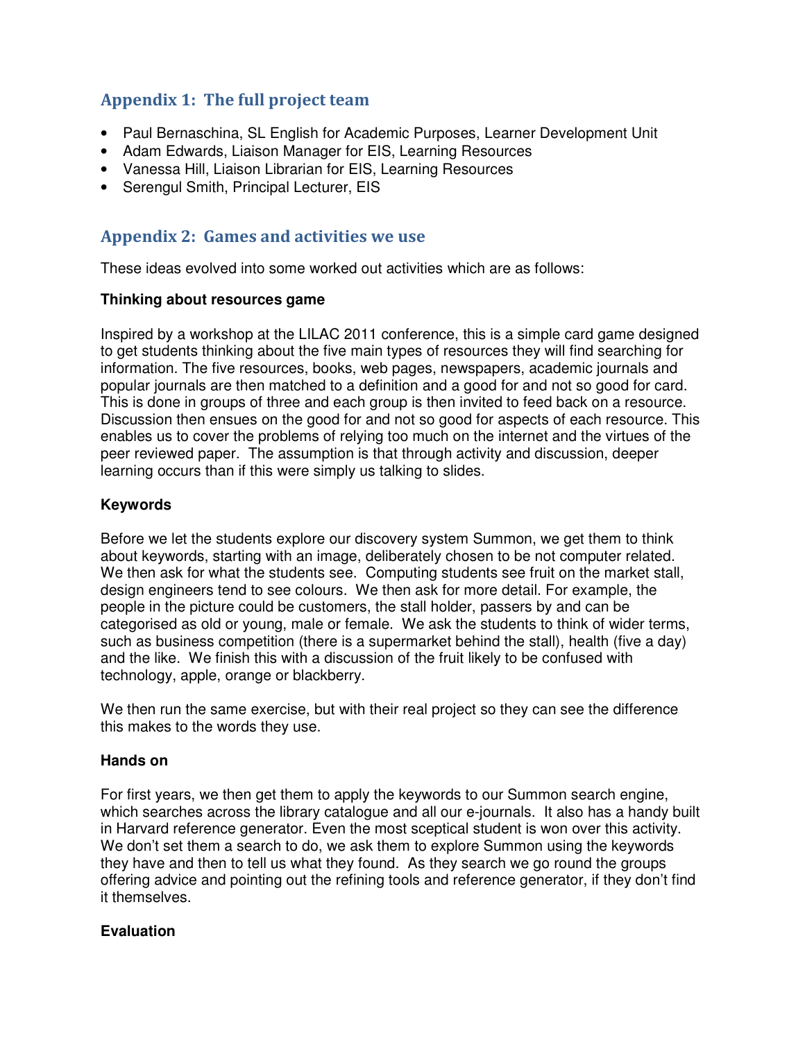## Appendix 1: The full project team

- Paul Bernaschina, SL English for Academic Purposes, Learner Development Unit
- Adam Edwards, Liaison Manager for EIS, Learning Resources
- Vanessa Hill, Liaison Librarian for EIS, Learning Resources
- Serengul Smith, Principal Lecturer, EIS

## Appendix 2: Games and activities we use

These ideas evolved into some worked out activities which are as follows:

**Thinking about resources game**

Inspired by a workshop at the LILAC 2011 conference, this is a simple card game designed to get students thinking about the five main types of resources they will find searching for information. The five resources, books, web pages, newspapers, academic journals and popular journals are then matched to a definition and a good for and not so good for card. This is done in groups of three and each group is then invited to feed back on a resource. Discussion then ensues on the good for and not so good for aspects of each resource. This enables us to cover the problems of relying too much on the internet and the virtues of the peer reviewed paper. The assumption is that through activity and discussion, deeper learning occurs than if this were simply us talking to slides.

**Keywords**

Before we let the students explore our discovery system Summon, we get them to think about keywords, starting with an image, deliberately chosen to be not computer related. We then ask for what the students see. Computing students see fruit on the market stall, design engineers tend to see colours. We then ask for more detail. For example, the people in the picture could be customers, the stall holder, passers by and can be categorised as old or young, male or female. We ask the students to think of wider terms, such as business competition (there is a supermarket behind the stall), health (five a day) and the like. We finish this with a discussion of the fruit likely to be confused with technology, apple, orange or blackberry.

We then run the same exercise, but with their real project so they can see the difference this makes to the words they use.

**Hands on**

For first years, we then get them to apply the keywords to our Summon search engine, which searches across the library catalogue and all our e-journals. It also has a handy built in Harvard reference generator. Even the most sceptical student is won over this activity. We don't set them a search to do, we ask them to explore Summon using the keywords they have and then to tell us what they found. As they search we go round the groups offering advice and pointing out the refining tools and reference generator, if they don't find it themselves.

**Evaluation**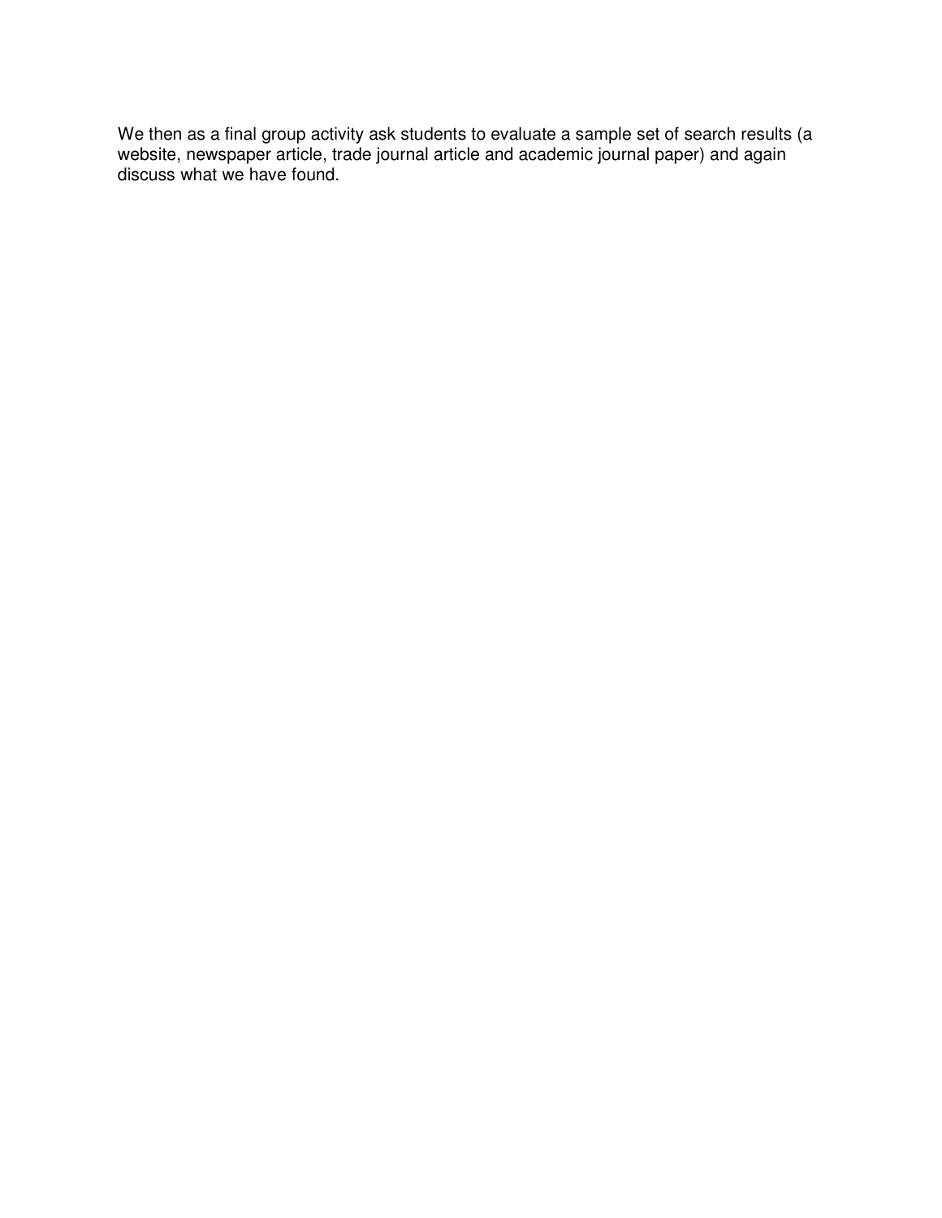We then as a final group activity ask students to evaluate a sample set of search results (a website, newspaper article, trade journal article and academic journal paper) and again discuss what we have found.